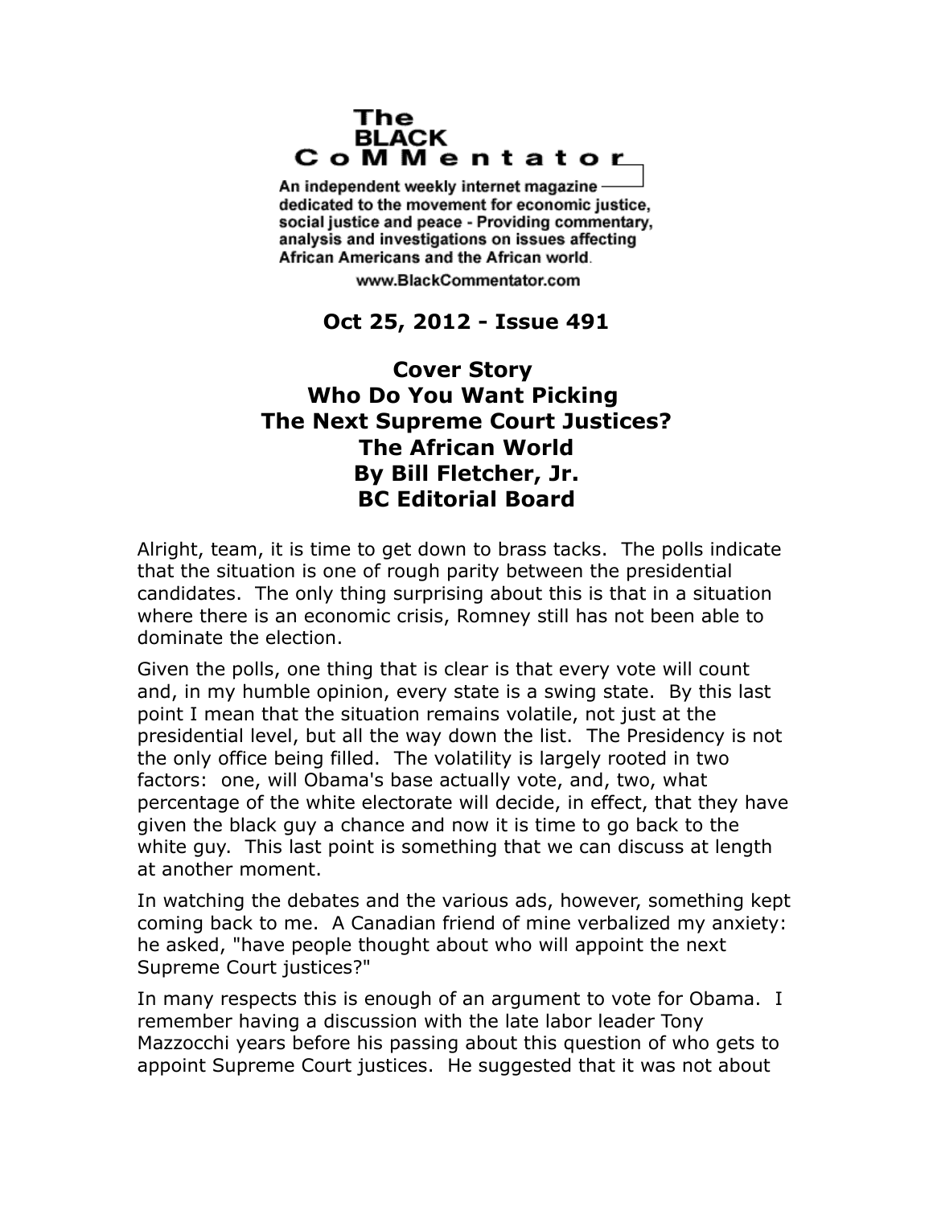# The BLACK CoMMentator

An independent weekly internet magazine dedicated to the movement for economic justice, social justice and peace - Providing commentary, analysis and investigations on issues affecting African Americans and the African world.

www.BlackCommentator.com

**Oct 25, 2012 - Issue 491**

## Cover Story
## Who Do You Want Picking The Next Supreme Court Justices?
## The African World
## By Bill Fletcher, Jr.
## BC Editorial Board

Alright, team, it is time to get down to brass tacks. The polls indicate that the situation is one of rough parity between the presidential candidates. The only thing surprising about this is that in a situation where there is an economic crisis, Romney still has not been able to dominate the election.

Given the polls, one thing that is clear is that every vote will count and, in my humble opinion, every state is a swing state. By this last point I mean that the situation remains volatile, not just at the presidential level, but all the way down the list. The Presidency is not the only office being filled. The volatility is largely rooted in two factors: one, will Obama's base actually vote, and, two, what percentage of the white electorate will decide, in effect, that they have given the black guy a chance and now it is time to go back to the white guy. This last point is something that we can discuss at length at another moment.

In watching the debates and the various ads, however, something kept coming back to me. A Canadian friend of mine verbalized my anxiety: he asked, "have people thought about who will appoint the next Supreme Court justices?"

In many respects this is enough of an argument to vote for Obama. I remember having a discussion with the late labor leader Tony Mazzocchi years before his passing about this question of who gets to appoint Supreme Court justices. He suggested that it was not about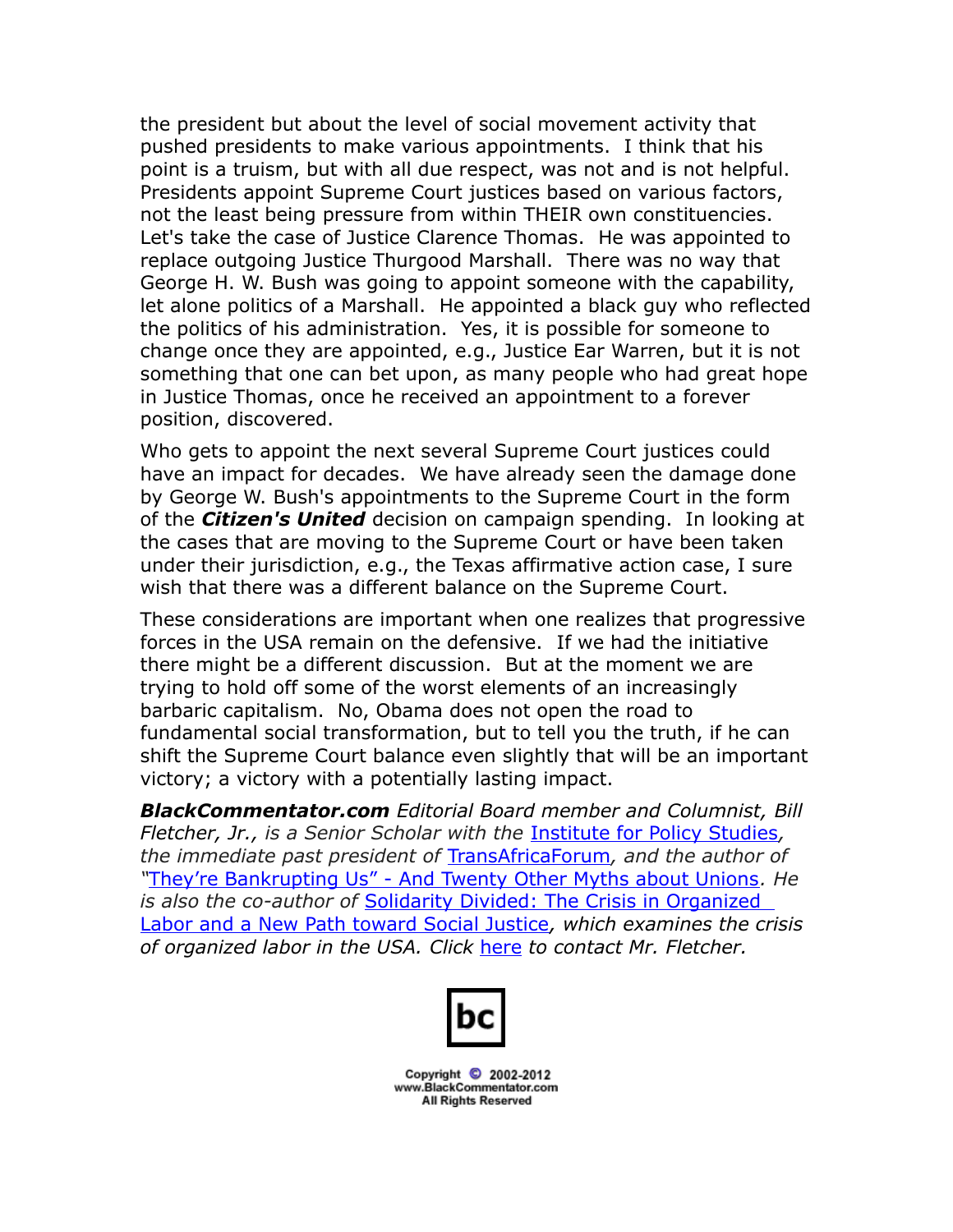the president but about the level of social movement activity that pushed presidents to make various appointments. I think that his point is a truism, but with all due respect, was not and is not helpful. Presidents appoint Supreme Court justices based on various factors, not the least being pressure from within THEIR own constituencies. Let's take the case of Justice Clarence Thomas. He was appointed to replace outgoing Justice Thurgood Marshall. There was no way that George H. W. Bush was going to appoint someone with the capability, let alone politics of a Marshall. He appointed a black guy who reflected the politics of his administration. Yes, it is possible for someone to change once they are appointed, e.g., Justice Ear Warren, but it is not something that one can bet upon, as many people who had great hope in Justice Thomas, once he received an appointment to a forever position, discovered.

Who gets to appoint the next several Supreme Court justices could have an impact for decades. We have already seen the damage done by George W. Bush's appointments to the Supreme Court in the form of the ***Citizen's United*** decision on campaign spending. In looking at the cases that are moving to the Supreme Court or have been taken under their jurisdiction, e.g., the Texas affirmative action case, I sure wish that there was a different balance on the Supreme Court.

These considerations are important when one realizes that progressive forces in the USA remain on the defensive. If we had the initiative there might be a different discussion. But at the moment we are trying to hold off some of the worst elements of an increasingly barbaric capitalism. No, Obama does not open the road to fundamental social transformation, but to tell you the truth, if he can shift the Supreme Court balance even slightly that will be an important victory; a victory with a potentially lasting impact.

***BlackCommentator.com*** *Editorial Board member and Columnist, Bill Fletcher, Jr., is a Senior Scholar with the* Institute for Policy Studies*, the immediate past president of* TransAfricaForum*, and the author of* "They're Bankrupting Us" - And Twenty Other Myths about Unions*. He is also the co-author of* Solidarity Divided: The Crisis in Organized Labor and a New Path toward Social Justice*, which examines the crisis of organized labor in the USA. Click* here *to contact Mr. Fletcher.*

bc

Copyright © 2002-2012
www.BlackCommentator.com
All Rights Reserved